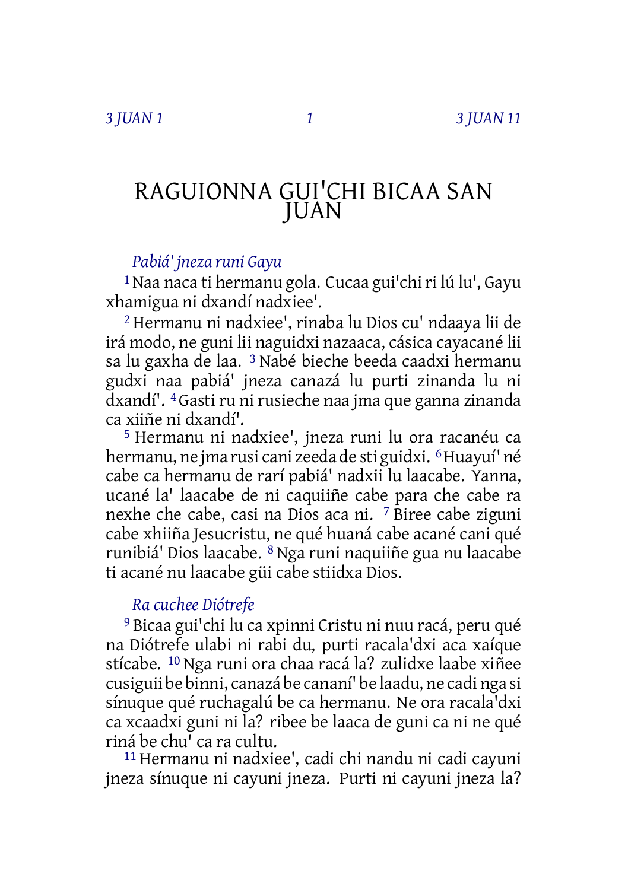# RAGUIONNA GUI'CHI BICAA SAN JUAN

*Pabiá' jneza runi Gayu*

[1] Naa naca ti hermanu gola. Cucaa gui'chi ri lú lu', Gayu xhamigua ni dxandí nadxiee'.

[2] Hermanu ni nadxiee', rinaba lu Dios cu' ndaaya lii de irá modo, ne guni lii naguidxi nazaaca, cásica cayacané lii sa lu gaxha de laa. [3] Nabé bieche beeda caadxi hermanu gudxi naa pabiá' jneza canazá lu purti zinanda lu ni dxandí'. [4] Gasti ru ni rusieche naa jma que ganna zinanda ca xiiñe ni dxandí'.

[5] Hermanu ni nadxiee', jneza runi lu ora racanéu ca hermanu, ne jma rusi cani zeeda de sti guidxi. [6] Huayuí' né cabe ca hermanu de rarí pabiá' nadxii lu laacabe. Yanna, ucané la' laacabe de ni caquiiñe cabe para che cabe ra nexhe che cabe, casi na Dios aca ni. [7] Biree cabe ziguni cabe xhiiña Jesucristu, ne qué huaná cabe acané cani qué runibiá' Dios laacabe. [8] Nga runi naquiiñe gua nu laacabe ti acané nu laacabe güi cabe stiidxa Dios.

*Ra cuchee Diótrefe*

[9] Bicaa gui'chi lu ca xpinni Cristu ni nuu racá, peru qué na Diótrefe ulabi ni rabi du, purti racala'dxi aca xaíque stícabe. [10] Nga runi ora chaa racá la? zulidxe laabe xiñee cusiguii be binni, canazá be cananí' be laadu, ne cadi nga si sínuque qué ruchagalú be ca hermanu. Ne ora racala'dxi ca xcaadxi guni ni la? ribee be laaca de guni ca ni ne qué riná be chu' ca ra cultu.

[11] Hermanu ni nadxiee', cadi chi nandu ni cadi cayuni jneza sínuque ni cayuni jneza. Purti ni cayuni jneza la?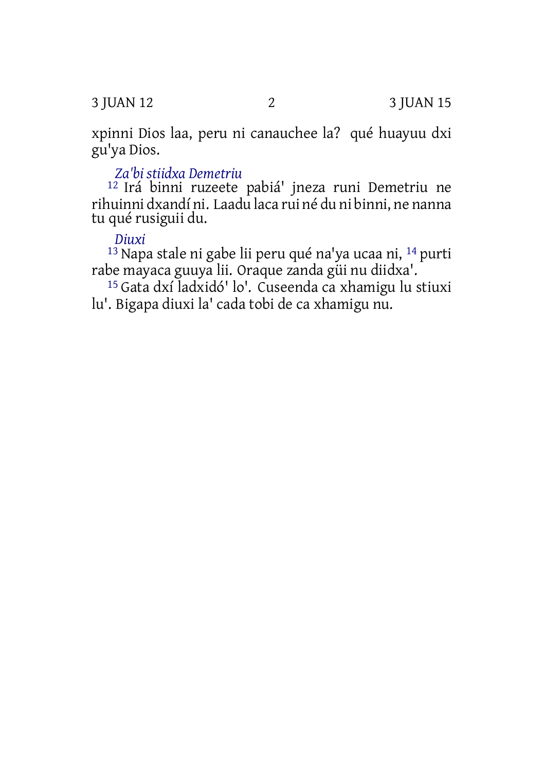xpinni Dios laa, peru ni canauchee la? qué huayuu dxi gu'ya Dios.

### *Za'bi stiidxa Demetriu*

[12] Irá binni ruzeete pabiá' jneza runi Demetriu ne rihuinni dxandí ni. Laadu laca rui né du ni binni, ne nanna tu qué rusiguii du.

### *Diuxi*

[13] Napa stale ni gabe lii peru qué na'ya ucaa ni, [14] purti rabe mayaca guuya lii. Oraque zanda güi nu diidxa'.

[15] Gata dxí ladxidó' lo'. Cuseenda ca xhamigu lu stiuxi lu'. Bigapa diuxi la' cada tobi de ca xhamigu nu.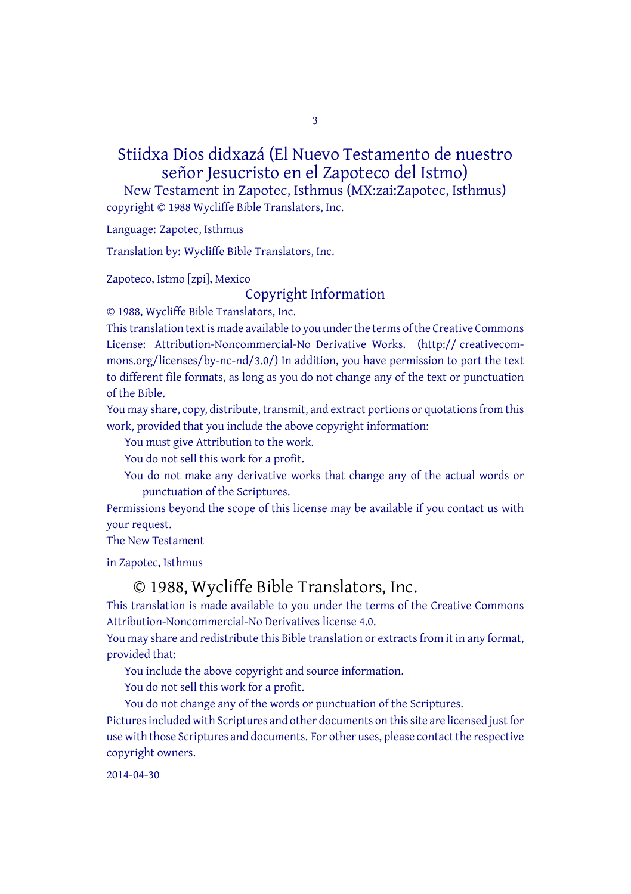# Stiidxa Dios didxazá (El Nuevo Testamento de nuestro señor Jesucristo en el Zapoteco del Istmo)

New Testament in Zapotec, Isthmus (MX:zai:Zapotec, Isthmus)

copyright © 1988 Wycliffe Bible Translators, Inc.

Language: Zapotec, Isthmus

Translation by: Wycliffe Bible Translators, Inc.

Zapoteco, Istmo [zpi], Mexico

## Copyright Information

© 1988, Wycliffe Bible Translators, Inc.

This translation text is made available to you under the terms of the Creative Commons License: Attribution-Noncommercial-No Derivative Works. (http:// creativecommons.org/licenses/by-nc-nd/3.0/) In addition, you have permission to port the text to different file formats, as long as you do not change any of the text or punctuation of the Bible.

You may share, copy, distribute, transmit, and extract portions or quotations from this work, provided that you include the above copyright information:

You must give Attribution to the work.

You do not sell this work for a profit.

You do not make any derivative works that change any of the actual words or punctuation of the Scriptures.

Permissions beyond the scope of this license may be available if you contact us with your request.

The New Testament

in Zapotec, Isthmus

## © 1988, Wycliffe Bible Translators, Inc.

This translation is made available to you under the terms of the Creative Commons Attribution-Noncommercial-No Derivatives license 4.0.

You may share and redistribute this Bible translation or extracts from it in any format, provided that:

You include the above copyright and source information.

You do not sell this work for a profit.

You do not change any of the words or punctuation of the Scriptures.

Pictures included with Scriptures and other documents on this site are licensed just for use with those Scriptures and documents. For other uses, please contact the respective copyright owners.

2014-04-30

---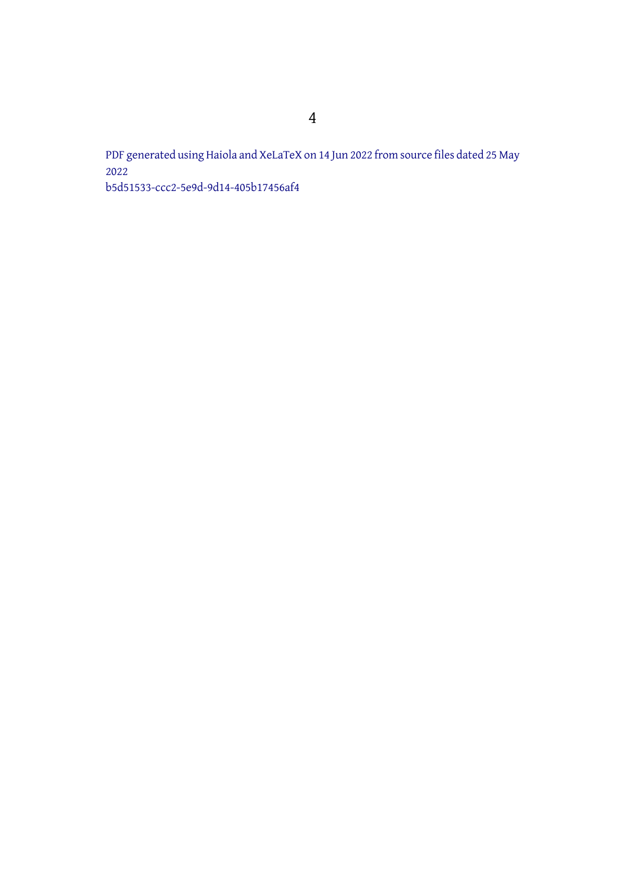PDF generated using Haiola and XeLaTeX on 14 Jun 2022 from source files dated 25 May 2022
b5d51533-ccc2-5e9d-9d14-405b17456af4